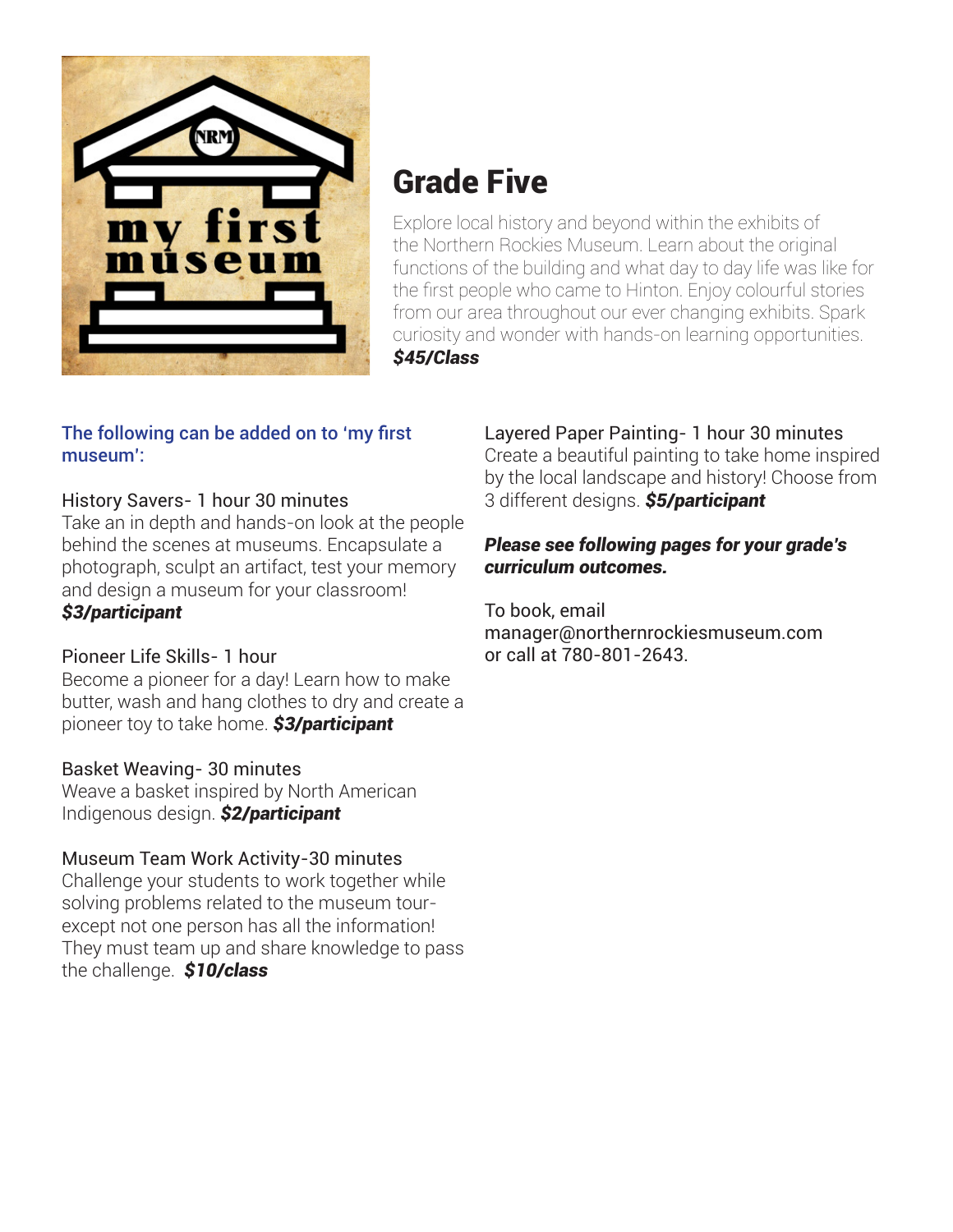# Grade Five

Explore local history and beyond within the exhibits of the Northern Rockies Museum. Learn about the original functions of the building and what day to day life was like for the first people who came to Hinton. Enjoy colourful stories from our area throughout our ever changing exhibits. Spark curiosity and wonder with hands-on learning opportunities. ***$45/Class***

**The following can be added on to 'my first museum':**

History Savers- 1 hour 30 minutes
Take an in depth and hands-on look at the people behind the scenes at museums. Encapsulate a photograph, sculpt an artifact, test your memory and design a museum for your classroom! ***$3/participant***

Pioneer Life Skills- 1 hour
Become a pioneer for a day! Learn how to make butter, wash and hang clothes to dry and create a pioneer toy to take home. ***$3/participant***

Basket Weaving- 30 minutes
Weave a basket inspired by North American Indigenous design. ***$2/participant***

Museum Team Work Activity-30 minutes
Challenge your students to work together while solving problems related to the museum tour- except not one person has all the information! They must team up and share knowledge to pass the challenge. ***$10/class***

Layered Paper Painting- 1 hour 30 minutes
Create a beautiful painting to take home inspired by the local landscape and history! Choose from 3 different designs. ***$5/participant***

***Please see following pages for your grade's curriculum outcomes.***

To book, email manager@northernrockiesmuseum.com or call at 780-801-2643.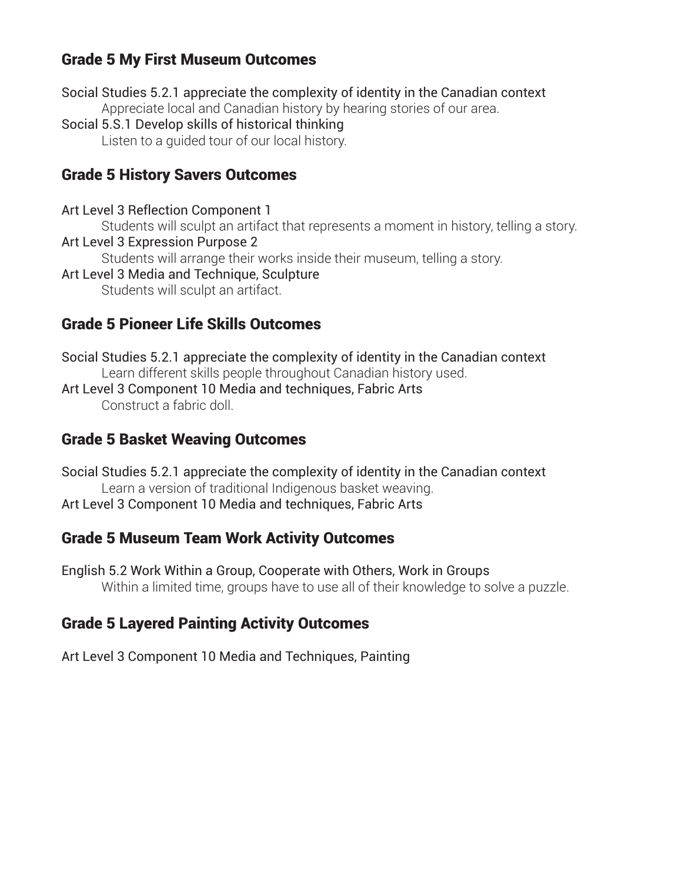## Grade 5 My First Museum Outcomes

Social Studies 5.2.1 appreciate the complexity of identity in the Canadian context

Appreciate local and Canadian history by hearing stories of our area.

Social 5.S.1 Develop skills of historical thinking

Listen to a guided tour of our local history.

## Grade 5 History Savers Outcomes

Art Level 3 Reflection Component 1

Students will sculpt an artifact that represents a moment in history, telling a story.

Art Level 3 Expression Purpose 2

Students will arrange their works inside their museum, telling a story.

Art Level 3 Media and Technique, Sculpture

Students will sculpt an artifact.

## Grade 5 Pioneer Life Skills Outcomes

Social Studies 5.2.1 appreciate the complexity of identity in the Canadian context

Learn different skills people throughout Canadian history used.

Art Level 3 Component 10 Media and techniques, Fabric Arts

Construct a fabric doll.

## Grade 5 Basket Weaving Outcomes

Social Studies 5.2.1 appreciate the complexity of identity in the Canadian context

Learn a version of traditional Indigenous basket weaving.

Art Level 3 Component 10 Media and techniques, Fabric Arts

## Grade 5 Museum Team Work Activity Outcomes

English 5.2 Work Within a Group, Cooperate with Others, Work in Groups

Within a limited time, groups have to use all of their knowledge to solve a puzzle.

## Grade 5 Layered Painting Activity Outcomes

Art Level 3 Component 10 Media and Techniques, Painting